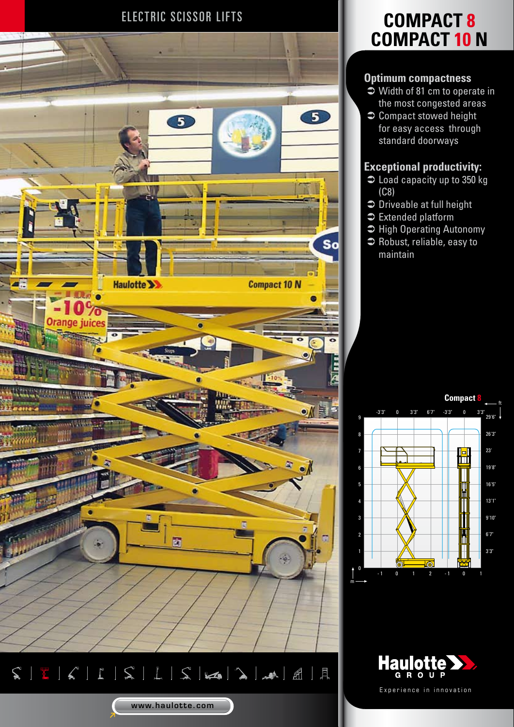ELECTRIC SCISSOR LIFTS

# COMPACT 8
# COMPACT 10 N

## Optimum compactness

- Width of 81 cm to operate in the most congested areas
- Compact stowed height for easy access through standard doorways

## Exceptional productivity:

- Load capacity up to 350 kg (C8)
- Driveable at full height
- Extended platform
- High Operating Autonomy
- Robust, reliable, easy to maintain

Compact 8

Haulotte GROUP

Experience in innovation

www.haulotte.com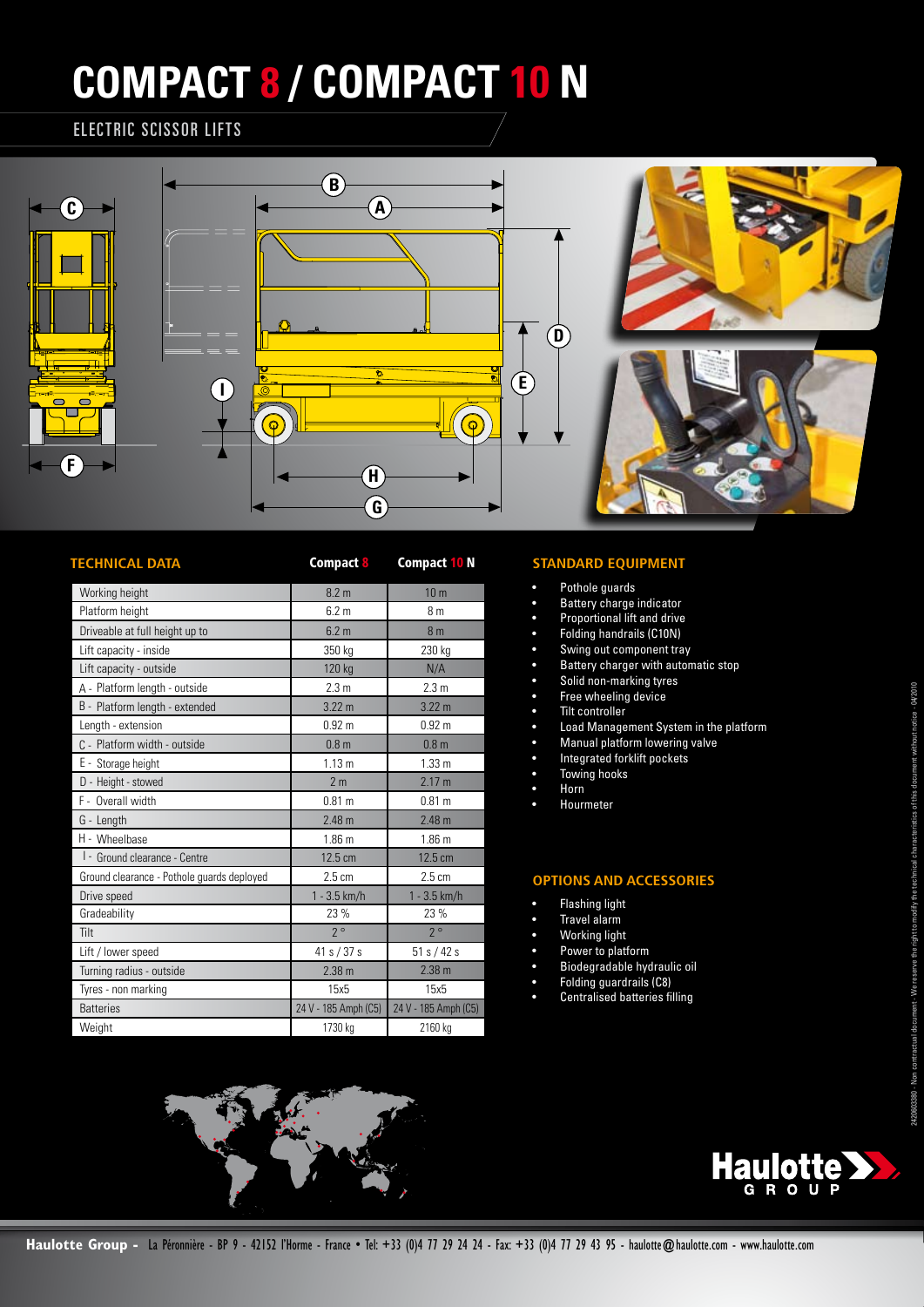# COMPACT 8 / COMPACT 10 N

ELECTRIC SCISSOR LIFTS

## TECHNICAL DATA

| | Compact 8 | Compact 10 N |
|---|---|---|
| Working height | 8.2 m | 10 m |
| Platform height | 6.2 m | 8 m |
| Driveable at full height up to | 6.2 m | 8 m |
| Lift capacity - inside | 350 kg | 230 kg |
| Lift capacity - outside | 120 kg | N/A |
| A - Platform length - outside | 2.3 m | 2.3 m |
| B - Platform length - extended | 3.22 m | 3.22 m |
| Length - extension | 0.92 m | 0.92 m |
| C - Platform width - outside | 0.8 m | 0.8 m |
| E - Storage height | 1.13 m | 1.33 m |
| D - Height - stowed | 2 m | 2.17 m |
| F - Overall width | 0.81 m | 0.81 m |
| G - Length | 2.48 m | 2.48 m |
| H - Wheelbase | 1.86 m | 1.86 m |
| I - Ground clearance - Centre | 12.5 cm | 12.5 cm |
| Ground clearance - Pothole guards deployed | 2.5 cm | 2.5 cm |
| Drive speed | 1 - 3.5 km/h | 1 - 3.5 km/h |
| Gradeability | 23 % | 23 % |
| Tilt | 2 ° | 2 ° |
| Lift / lower speed | 41 s / 37 s | 51 s / 42 s |
| Turning radius - outside | 2.38 m | 2.38 m |
| Tyres - non marking | 15x5 | 15x5 |
| Batteries | 24 V - 185 Amph (C5) | 24 V - 185 Amph (C5) |
| Weight | 1730 kg | 2160 kg |

## STANDARD EQUIPMENT

- Pothole guards
- Battery charge indicator
- Proportional lift and drive
- Folding handrails (C10N)
- Swing out component tray
- Battery charger with automatic stop
- Solid non-marking tyres
- Free wheeling device
- Tilt controller
- Load Management System in the platform
- Manual platform lowering valve
- Integrated forklift pockets
- Towing hooks
- Horn
- Hourmeter

## OPTIONS AND ACCESSORIES

- Flashing light
- Travel alarm
- Working light
- Power to platform
- Biodegradable hydraulic oil
- Folding guardrails (C8)
- Centralised batteries filling

2420603380 - Non contractual document - We reserve the right to modify the technical characteristics of this document without notice - 04/2010

**Haulotte Group -** La Péronnière - BP 9 - 42152 l'Horme - France • Tel: +33 (0)4 77 29 24 24 - Fax: +33 (0)4 77 29 43 95 - haulotte@haulotte.com - www.haulotte.com